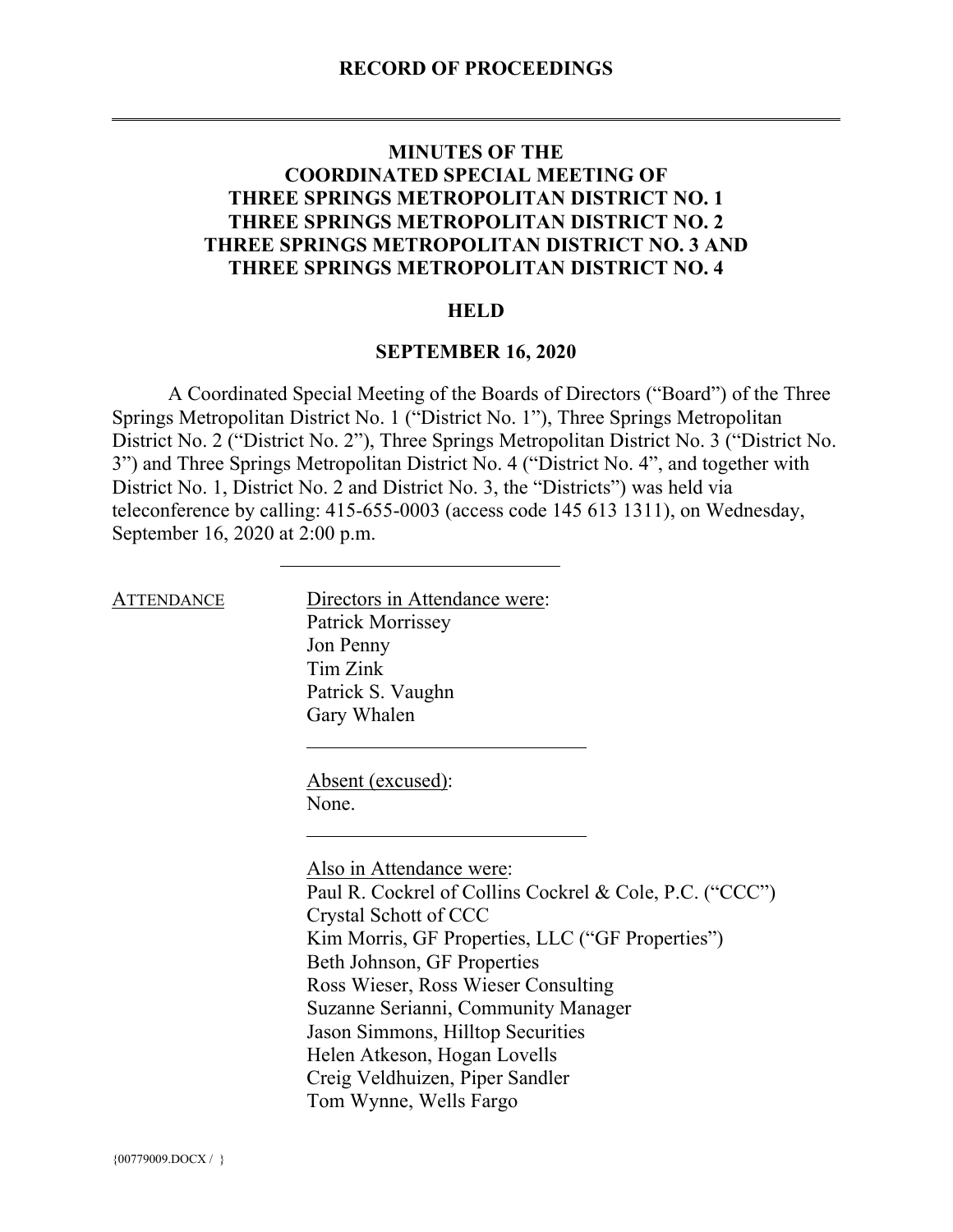**RECORD OF PROCEEDINGS**

---

# MINUTES OF THE COORDINATED SPECIAL MEETING OF THREE SPRINGS METROPOLITAN DISTRICT NO. 1 THREE SPRINGS METROPOLITAN DISTRICT NO. 2 THREE SPRINGS METROPOLITAN DISTRICT NO. 3 AND THREE SPRINGS METROPOLITAN DISTRICT NO. 4

## HELD

## SEPTEMBER 16, 2020

A Coordinated Special Meeting of the Boards of Directors ("Board") of the Three Springs Metropolitan District No. 1 ("District No. 1"), Three Springs Metropolitan District No. 2 ("District No. 2"), Three Springs Metropolitan District No. 3 ("District No. 3") and Three Springs Metropolitan District No. 4 ("District No. 4", and together with District No. 1, District No. 2 and District No. 3, the "Districts") was held via teleconference by calling: 415-655-0003 (access code 145 613 1311), on Wednesday, September 16, 2020 at 2:00 p.m.

---

ATTENDANCE

Directors in Attendance were:
Patrick Morrissey
Jon Penny
Tim Zink
Patrick S. Vaughn
Gary Whalen

---

Absent (excused):
None.

---

Also in Attendance were:
Paul R. Cockrel of Collins Cockrel & Cole, P.C. ("CCC")
Crystal Schott of CCC
Kim Morris, GF Properties, LLC ("GF Properties")
Beth Johnson, GF Properties
Ross Wieser, Ross Wieser Consulting
Suzanne Serianni, Community Manager
Jason Simmons, Hilltop Securities
Helen Atkeson, Hogan Lovells
Creig Veldhuizen, Piper Sandler
Tom Wynne, Wells Fargo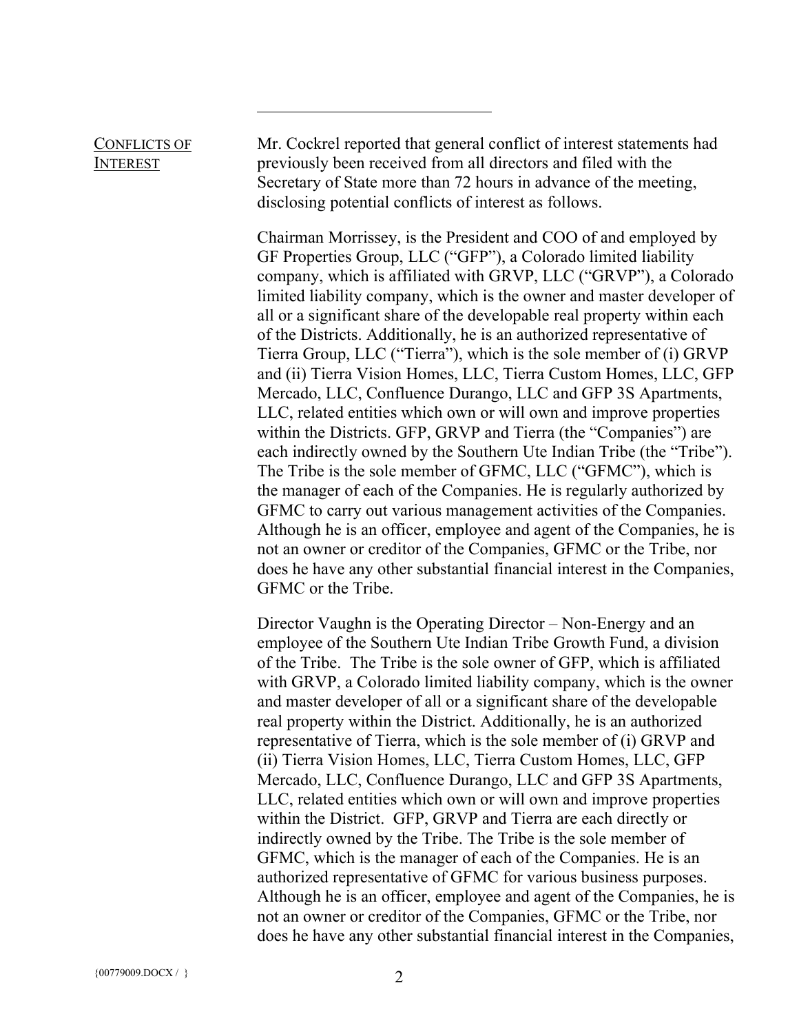**CONFLICTS OF INTEREST**

Mr. Cockrel reported that general conflict of interest statements had previously been received from all directors and filed with the Secretary of State more than 72 hours in advance of the meeting, disclosing potential conflicts of interest as follows.

Chairman Morrissey, is the President and COO of and employed by GF Properties Group, LLC ("GFP"), a Colorado limited liability company, which is affiliated with GRVP, LLC ("GRVP"), a Colorado limited liability company, which is the owner and master developer of all or a significant share of the developable real property within each of the Districts. Additionally, he is an authorized representative of Tierra Group, LLC ("Tierra"), which is the sole member of (i) GRVP and (ii) Tierra Vision Homes, LLC, Tierra Custom Homes, LLC, GFP Mercado, LLC, Confluence Durango, LLC and GFP 3S Apartments, LLC, related entities which own or will own and improve properties within the Districts. GFP, GRVP and Tierra (the "Companies") are each indirectly owned by the Southern Ute Indian Tribe (the "Tribe"). The Tribe is the sole member of GFMC, LLC ("GFMC"), which is the manager of each of the Companies. He is regularly authorized by GFMC to carry out various management activities of the Companies. Although he is an officer, employee and agent of the Companies, he is not an owner or creditor of the Companies, GFMC or the Tribe, nor does he have any other substantial financial interest in the Companies, GFMC or the Tribe.

Director Vaughn is the Operating Director – Non-Energy and an employee of the Southern Ute Indian Tribe Growth Fund, a division of the Tribe. The Tribe is the sole owner of GFP, which is affiliated with GRVP, a Colorado limited liability company, which is the owner and master developer of all or a significant share of the developable real property within the District. Additionally, he is an authorized representative of Tierra, which is the sole member of (i) GRVP and (ii) Tierra Vision Homes, LLC, Tierra Custom Homes, LLC, GFP Mercado, LLC, Confluence Durango, LLC and GFP 3S Apartments, LLC, related entities which own or will own and improve properties within the District. GFP, GRVP and Tierra are each directly or indirectly owned by the Tribe. The Tribe is the sole member of GFMC, which is the manager of each of the Companies. He is an authorized representative of GFMC for various business purposes. Although he is an officer, employee and agent of the Companies, he is not an owner or creditor of the Companies, GFMC or the Tribe, nor does he have any other substantial financial interest in the Companies,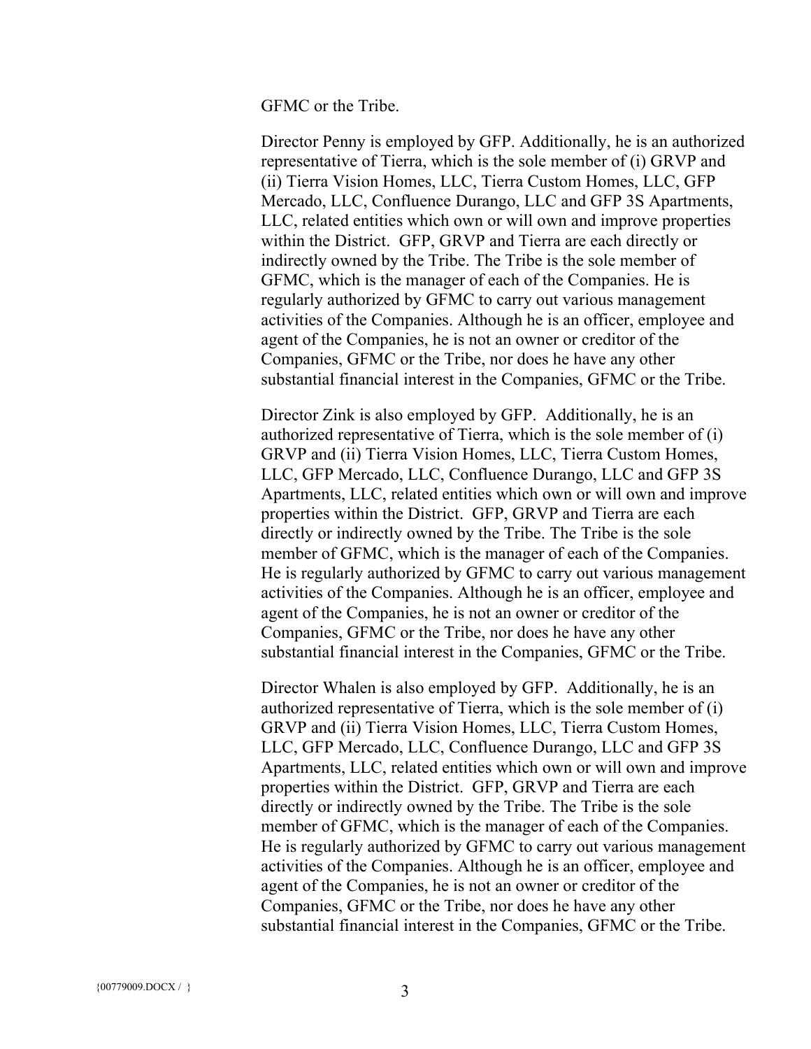GFMC or the Tribe.

Director Penny is employed by GFP. Additionally, he is an authorized representative of Tierra, which is the sole member of (i) GRVP and (ii) Tierra Vision Homes, LLC, Tierra Custom Homes, LLC, GFP Mercado, LLC, Confluence Durango, LLC and GFP 3S Apartments, LLC, related entities which own or will own and improve properties within the District. GFP, GRVP and Tierra are each directly or indirectly owned by the Tribe. The Tribe is the sole member of GFMC, which is the manager of each of the Companies. He is regularly authorized by GFMC to carry out various management activities of the Companies. Although he is an officer, employee and agent of the Companies, he is not an owner or creditor of the Companies, GFMC or the Tribe, nor does he have any other substantial financial interest in the Companies, GFMC or the Tribe.

Director Zink is also employed by GFP. Additionally, he is an authorized representative of Tierra, which is the sole member of (i) GRVP and (ii) Tierra Vision Homes, LLC, Tierra Custom Homes, LLC, GFP Mercado, LLC, Confluence Durango, LLC and GFP 3S Apartments, LLC, related entities which own or will own and improve properties within the District. GFP, GRVP and Tierra are each directly or indirectly owned by the Tribe. The Tribe is the sole member of GFMC, which is the manager of each of the Companies. He is regularly authorized by GFMC to carry out various management activities of the Companies. Although he is an officer, employee and agent of the Companies, he is not an owner or creditor of the Companies, GFMC or the Tribe, nor does he have any other substantial financial interest in the Companies, GFMC or the Tribe.

Director Whalen is also employed by GFP. Additionally, he is an authorized representative of Tierra, which is the sole member of (i) GRVP and (ii) Tierra Vision Homes, LLC, Tierra Custom Homes, LLC, GFP Mercado, LLC, Confluence Durango, LLC and GFP 3S Apartments, LLC, related entities which own or will own and improve properties within the District. GFP, GRVP and Tierra are each directly or indirectly owned by the Tribe. The Tribe is the sole member of GFMC, which is the manager of each of the Companies. He is regularly authorized by GFMC to carry out various management activities of the Companies. Although he is an officer, employee and agent of the Companies, he is not an owner or creditor of the Companies, GFMC or the Tribe, nor does he have any other substantial financial interest in the Companies, GFMC or the Tribe.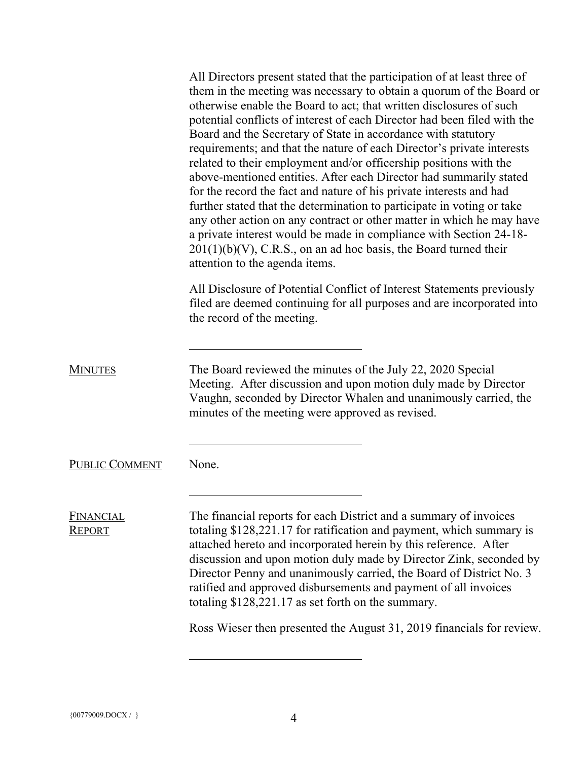All Directors present stated that the participation of at least three of them in the meeting was necessary to obtain a quorum of the Board or otherwise enable the Board to act; that written disclosures of such potential conflicts of interest of each Director had been filed with the Board and the Secretary of State in accordance with statutory requirements; and that the nature of each Director's private interests related to their employment and/or officership positions with the above-mentioned entities. After each Director had summarily stated for the record the fact and nature of his private interests and had further stated that the determination to participate in voting or take any other action on any contract or other matter in which he may have a private interest would be made in compliance with Section 24-18-201(1)(b)(V), C.R.S., on an ad hoc basis, the Board turned their attention to the agenda items.

All Disclosure of Potential Conflict of Interest Statements previously filed are deemed continuing for all purposes and are incorporated into the record of the meeting.

---

**MINUTES**

The Board reviewed the minutes of the July 22, 2020 Special Meeting. After discussion and upon motion duly made by Director Vaughn, seconded by Director Whalen and unanimously carried, the minutes of the meeting were approved as revised.

---

**PUBLIC COMMENT**

None.

---

**FINANCIAL REPORT**

The financial reports for each District and a summary of invoices totaling $128,221.17 for ratification and payment, which summary is attached hereto and incorporated herein by this reference. After discussion and upon motion duly made by Director Zink, seconded by Director Penny and unanimously carried, the Board of District No. 3 ratified and approved disbursements and payment of all invoices totaling $128,221.17 as set forth on the summary.

Ross Wieser then presented the August 31, 2019 financials for review.

---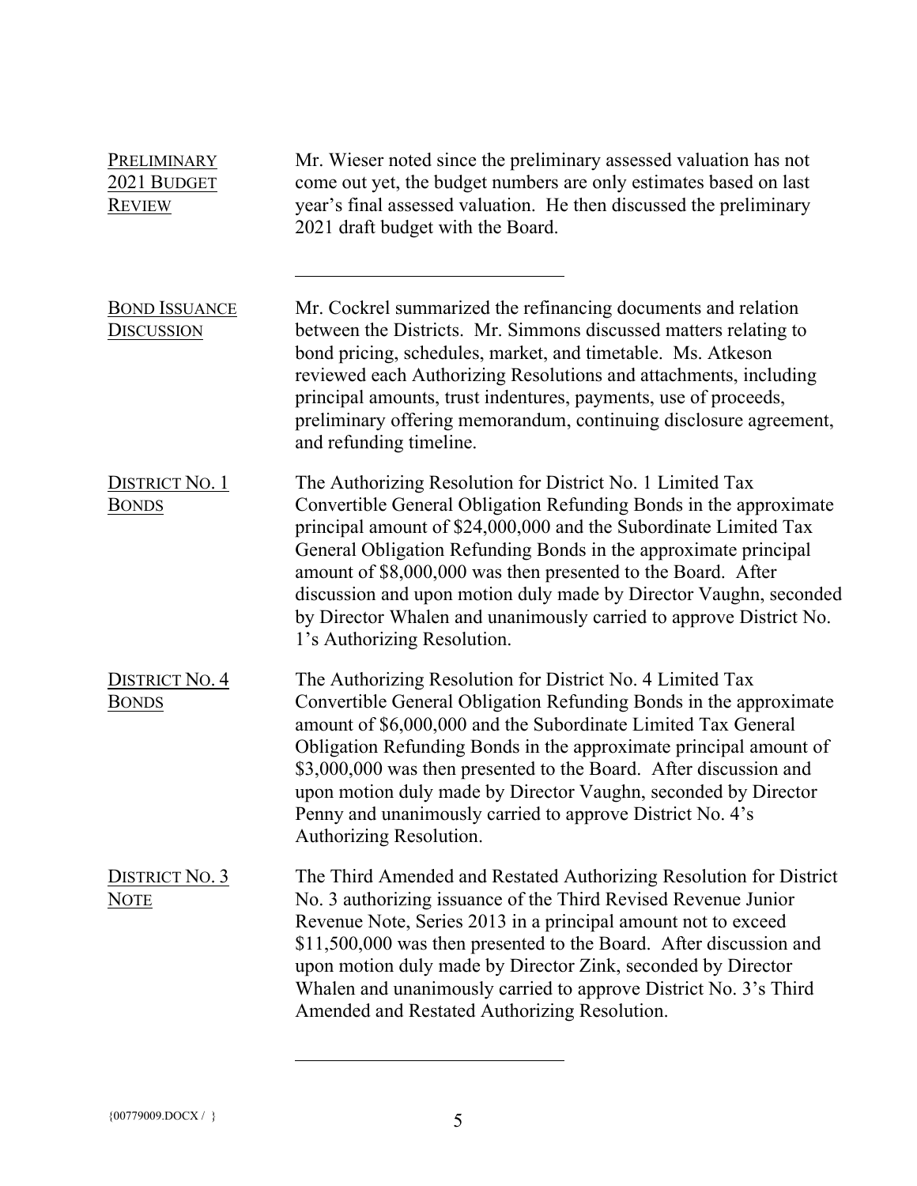**PRELIMINARY 2021 BUDGET REVIEW**

Mr. Wieser noted since the preliminary assessed valuation has not come out yet, the budget numbers are only estimates based on last year's final assessed valuation. He then discussed the preliminary 2021 draft budget with the Board.

---

**BOND ISSUANCE DISCUSSION**

Mr. Cockrel summarized the refinancing documents and relation between the Districts. Mr. Simmons discussed matters relating to bond pricing, schedules, market, and timetable. Ms. Atkeson reviewed each Authorizing Resolutions and attachments, including principal amounts, trust indentures, payments, use of proceeds, preliminary offering memorandum, continuing disclosure agreement, and refunding timeline.

**DISTRICT NO. 1 BONDS**

The Authorizing Resolution for District No. 1 Limited Tax Convertible General Obligation Refunding Bonds in the approximate principal amount of $24,000,000 and the Subordinate Limited Tax General Obligation Refunding Bonds in the approximate principal amount of $8,000,000 was then presented to the Board. After discussion and upon motion duly made by Director Vaughn, seconded by Director Whalen and unanimously carried to approve District No. 1's Authorizing Resolution.

**DISTRICT NO. 4 BONDS**

The Authorizing Resolution for District No. 4 Limited Tax Convertible General Obligation Refunding Bonds in the approximate amount of $6,000,000 and the Subordinate Limited Tax General Obligation Refunding Bonds in the approximate principal amount of $3,000,000 was then presented to the Board. After discussion and upon motion duly made by Director Vaughn, seconded by Director Penny and unanimously carried to approve District No. 4's Authorizing Resolution.

**DISTRICT NO. 3 NOTE**

The Third Amended and Restated Authorizing Resolution for District No. 3 authorizing issuance of the Third Revised Revenue Junior Revenue Note, Series 2013 in a principal amount not to exceed $11,500,000 was then presented to the Board. After discussion and upon motion duly made by Director Zink, seconded by Director Whalen and unanimously carried to approve District No. 3's Third Amended and Restated Authorizing Resolution.

---

{00779009.DOCX / }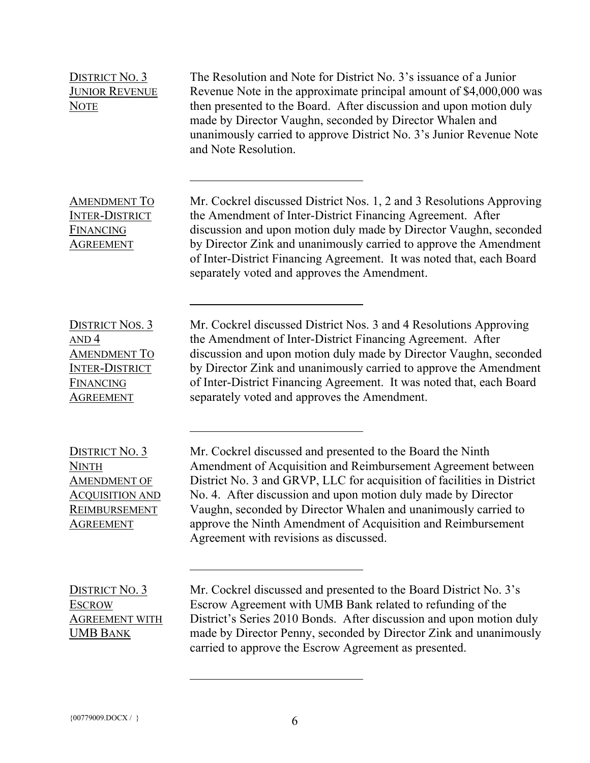**DISTRICT NO. 3 JUNIOR REVENUE NOTE**

The Resolution and Note for District No. 3's issuance of a Junior Revenue Note in the approximate principal amount of $4,000,000 was then presented to the Board. After discussion and upon motion duly made by Director Vaughn, seconded by Director Whalen and unanimously carried to approve District No. 3's Junior Revenue Note and Note Resolution.

---

**AMENDMENT TO INTER-DISTRICT FINANCING AGREEMENT**

Mr. Cockrel discussed District Nos. 1, 2 and 3 Resolutions Approving the Amendment of Inter-District Financing Agreement. After discussion and upon motion duly made by Director Vaughn, seconded by Director Zink and unanimously carried to approve the Amendment of Inter-District Financing Agreement. It was noted that, each Board separately voted and approves the Amendment.

---

**DISTRICT NOS. 3 AND 4 AMENDMENT TO INTER-DISTRICT FINANCING AGREEMENT**

Mr. Cockrel discussed District Nos. 3 and 4 Resolutions Approving the Amendment of Inter-District Financing Agreement. After discussion and upon motion duly made by Director Vaughn, seconded by Director Zink and unanimously carried to approve the Amendment of Inter-District Financing Agreement. It was noted that, each Board separately voted and approves the Amendment.

---

**DISTRICT NO. 3 NINTH AMENDMENT OF ACQUISITION AND REIMBURSEMENT AGREEMENT**

Mr. Cockrel discussed and presented to the Board the Ninth Amendment of Acquisition and Reimbursement Agreement between District No. 3 and GRVP, LLC for acquisition of facilities in District No. 4. After discussion and upon motion duly made by Director Vaughn, seconded by Director Whalen and unanimously carried to approve the Ninth Amendment of Acquisition and Reimbursement Agreement with revisions as discussed.

---

**DISTRICT NO. 3 ESCROW AGREEMENT WITH UMB BANK**

Mr. Cockrel discussed and presented to the Board District No. 3's Escrow Agreement with UMB Bank related to refunding of the District's Series 2010 Bonds. After discussion and upon motion duly made by Director Penny, seconded by Director Zink and unanimously carried to approve the Escrow Agreement as presented.

---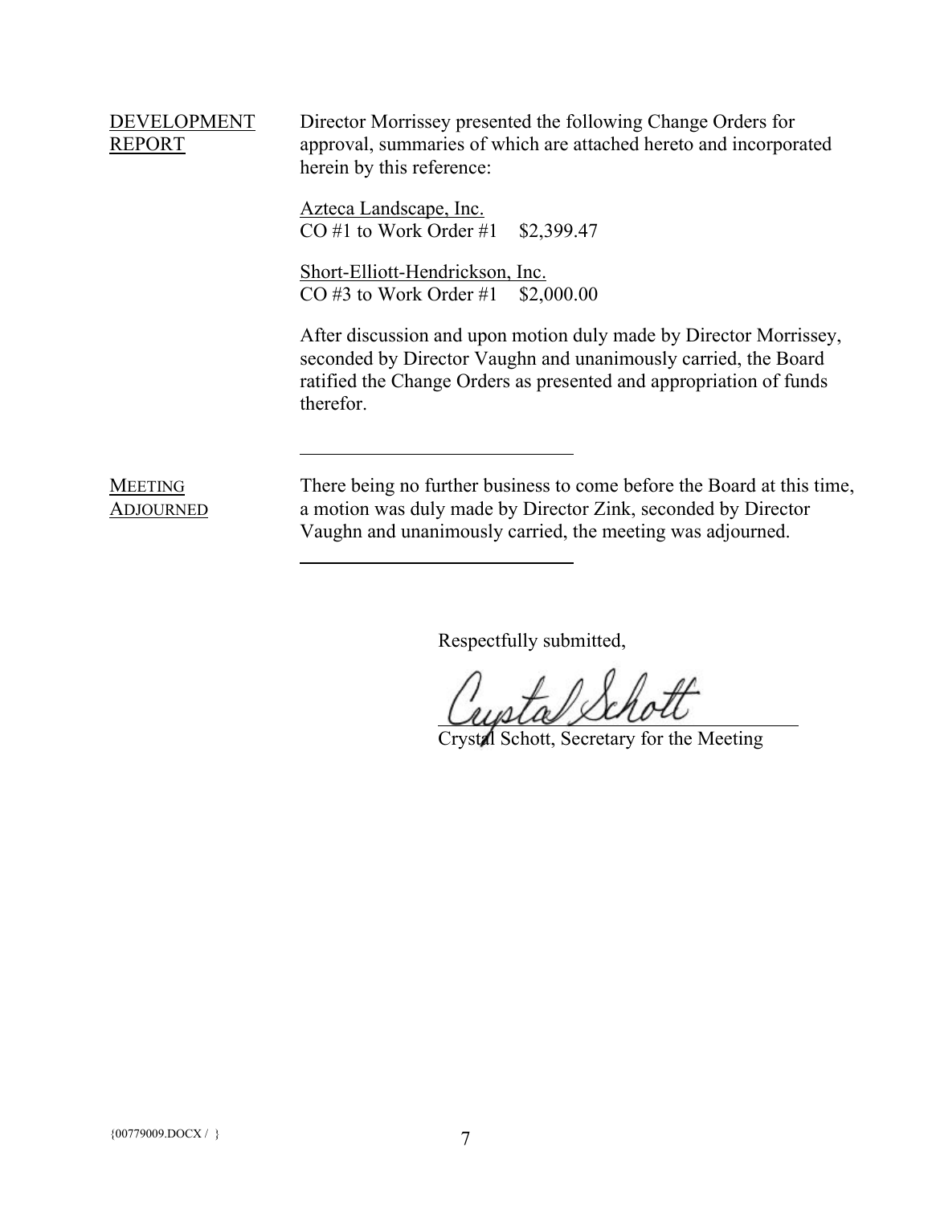DEVELOPMENT REPORT

Director Morrissey presented the following Change Orders for approval, summaries of which are attached hereto and incorporated herein by this reference:

Azteca Landscape, Inc.
CO #1 to Work Order #1 $2,399.47

Short-Elliott-Hendrickson, Inc.
CO #3 to Work Order #1 $2,000.00

After discussion and upon motion duly made by Director Morrissey, seconded by Director Vaughn and unanimously carried, the Board ratified the Change Orders as presented and appropriation of funds therefor.

---

MEETING ADJOURNED

There being no further business to come before the Board at this time, a motion was duly made by Director Zink, seconded by Director Vaughn and unanimously carried, the meeting was adjourned.

---

Respectfully submitted,

Crystal Schott, Secretary for the Meeting

{00779009.DOCX / }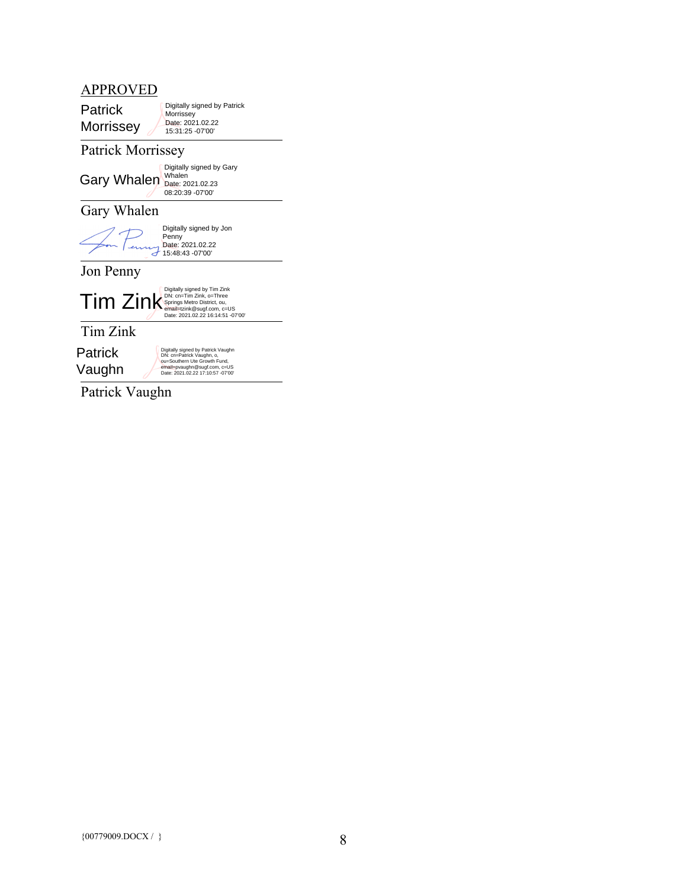APPROVED

Patrick Morrissey

Digitally signed by Patrick Morrissey
Date: 2021.02.22 15:31:25 -07'00'

Patrick Morrissey

Gary Whalen

Digitally signed by Gary Whalen
Date: 2021.02.23 08:20:39 -07'00'

Gary Whalen

Digitally signed by Jon Penny
Date: 2021.02.22 15:48:43 -07'00'

Jon Penny

Tim Zink

Digitally signed by Tim Zink
DN: cn=Tim Zink, o=Three Springs Metro District, ou, email=tzink@sugf.com, c=US
Date: 2021.02.22 16:14:51 -07'00'

Tim Zink

Patrick Vaughn

Digitally signed by Patrick Vaughn
DN: cn=Patrick Vaughn, o, ou=Southern Ute Growth Fund, email=pvaughn@sugf.com, c=US
Date: 2021.02.22 17:10:57 -07'00'

Patrick Vaughn

{00779009.DOCX / }